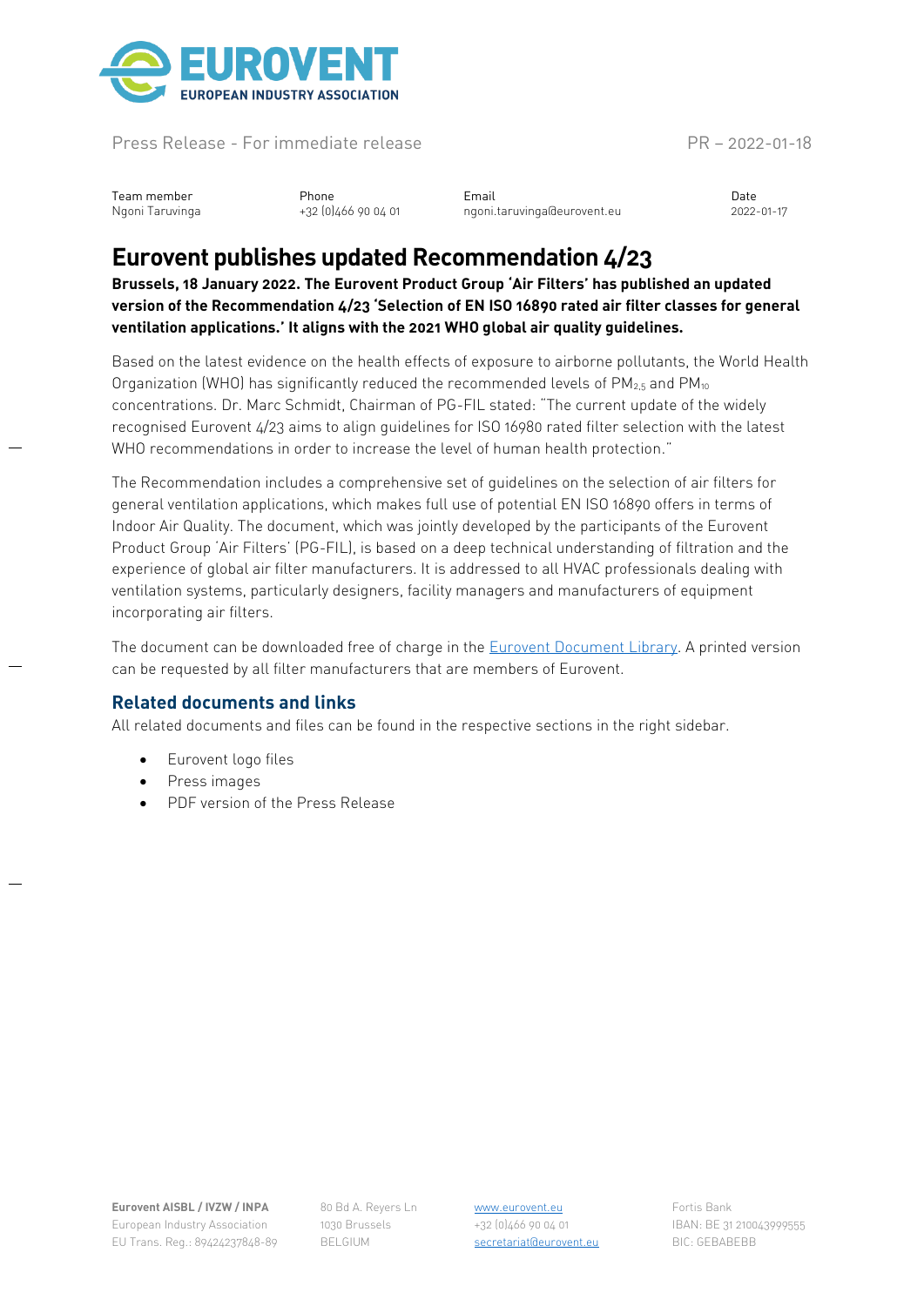Press Release - For immediate release

PR – 2022-01-18

| Team member | Phone | Email | Date |
| --- | --- | --- | --- |
| Ngoni Taruvinga | +32 (0)466 90 04 01 | ngoni.taruvinga@eurovent.eu | 2022-01-17 |

# Eurovent publishes updated Recommendation 4/23

**Brussels, 18 January 2022. The Eurovent Product Group 'Air Filters' has published an updated version of the Recommendation 4/23 'Selection of EN ISO 16890 rated air filter classes for general ventilation applications.' It aligns with the 2021 WHO global air quality guidelines.**

Based on the latest evidence on the health effects of exposure to airborne pollutants, the World Health Organization (WHO) has significantly reduced the recommended levels of $PM_{2,5}$ and $PM_{10}$ concentrations. Dr. Marc Schmidt, Chairman of PG-FIL stated: "The current update of the widely recognised Eurovent 4/23 aims to align guidelines for ISO 16980 rated filter selection with the latest WHO recommendations in order to increase the level of human health protection."

The Recommendation includes a comprehensive set of guidelines on the selection of air filters for general ventilation applications, which makes full use of potential EN ISO 16890 offers in terms of Indoor Air Quality. The document, which was jointly developed by the participants of the Eurovent Product Group 'Air Filters' (PG-FIL), is based on a deep technical understanding of filtration and the experience of global air filter manufacturers. It is addressed to all HVAC professionals dealing with ventilation systems, particularly designers, facility managers and manufacturers of equipment incorporating air filters.

The document can be downloaded free of charge in the Eurovent Document Library. A printed version can be requested by all filter manufacturers that are members of Eurovent.

## Related documents and links

All related documents and files can be found in the respective sections in the right sidebar.

- Eurovent logo files
- Press images
- PDF version of the Press Release

**Eurovent AISBL / IVZW / INPA**
European Industry Association
EU Trans. Reg.: 89424237848-89

80 Bd A. Reyers Ln
1030 Brussels
BELGIUM

www.eurovent.eu
+32 (0)466 90 04 01
secretariat@eurovent.eu

Fortis Bank
IBAN: BE 31 210043999555
BIC: GEBABEBB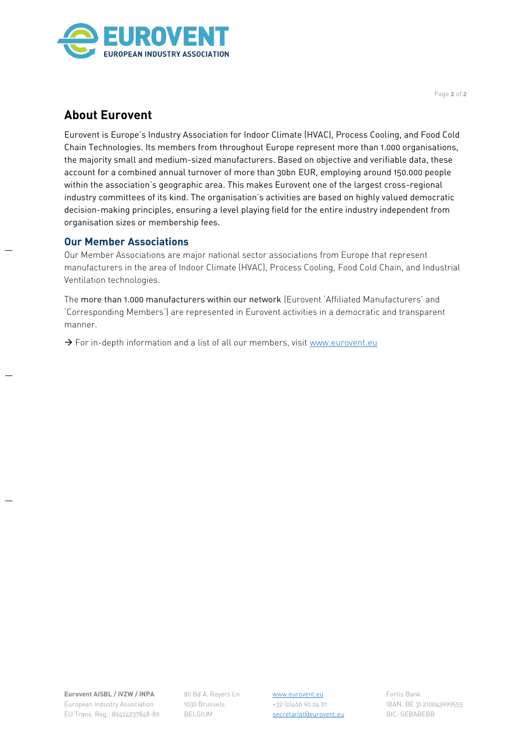## About Eurovent

Eurovent is Europe's Industry Association for Indoor Climate (HVAC), Process Cooling, and Food Cold Chain Technologies. Its members from throughout Europe represent more than 1.000 organisations, the majority small and medium-sized manufacturers. Based on objective and verifiable data, these account for a combined annual turnover of more than 30bn EUR, employing around 150.000 people within the association's geographic area. This makes Eurovent one of the largest cross-regional industry committees of its kind. The organisation's activities are based on highly valued democratic decision-making principles, ensuring a level playing field for the entire industry independent from organisation sizes or membership fees.

### Our Member Associations

Our Member Associations are major national sector associations from Europe that represent manufacturers in the area of Indoor Climate (HVAC), Process Cooling, Food Cold Chain, and Industrial Ventilation technologies.

The more than 1.000 manufacturers within our network (Eurovent 'Affiliated Manufacturers' and 'Corresponding Members') are represented in Eurovent activities in a democratic and transparent manner.

→ For in-depth information and a list of all our members, visit www.eurovent.eu

**Eurovent AISBL / IVZW / INPA**
European Industry Association
EU Trans. Reg.: 89424237848-89

80 Bd A. Reyers Ln
1030 Brussels
BELGIUM

www.eurovent.eu
+32 (0)466 90 04 01
secretariat@eurovent.eu

Fortis Bank
IBAN: BE 31 210043999555
BIC: GEBABEBB